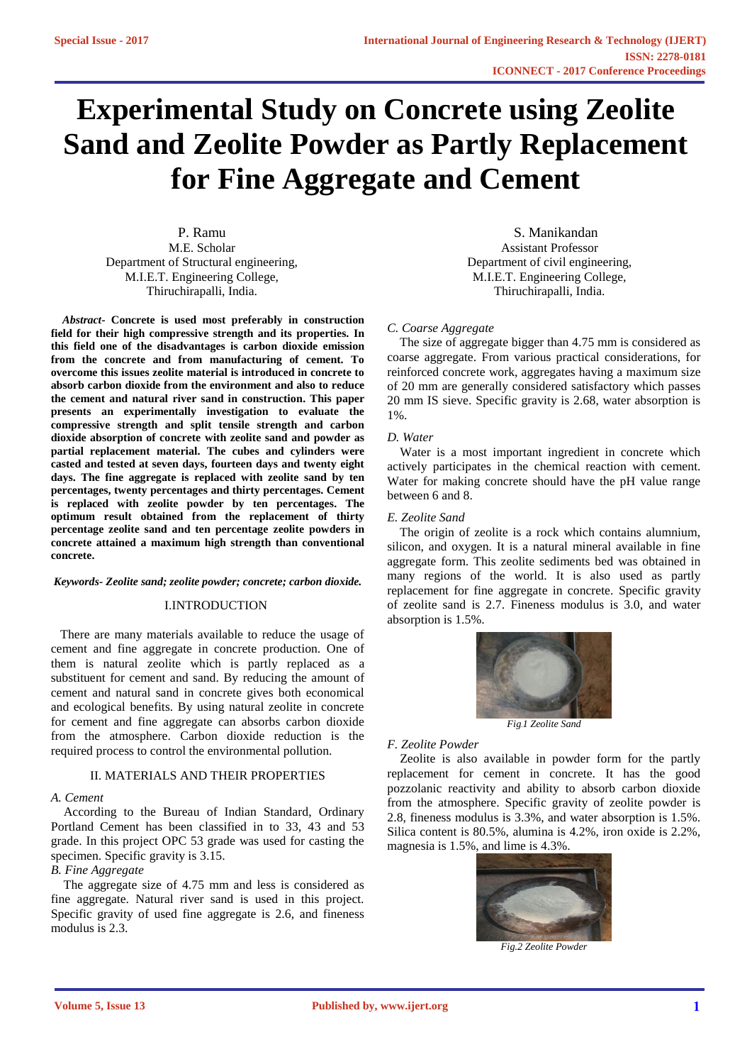# Experimental Study on Concrete using Zeolite Sand and Zeolite Powder as Partly Replacement for Fine Aggregate and Cement

P. Ramu
M.E. Scholar
Department of Structural engineering,
M.I.E.T. Engineering College,
Thiruchirapalli, India.

S. Manikandan
Assistant Professor
Department of civil engineering,
M.I.E.T. Engineering College,
Thiruchirapalli, India.

***Abstract*- Concrete is used most preferably in construction field for their high compressive strength and its properties. In this field one of the disadvantages is carbon dioxide emission from the concrete and from manufacturing of cement. To overcome this issues zeolite material is introduced in concrete to absorb carbon dioxide from the environment and also to reduce the cement and natural river sand in construction. This paper presents an experimentally investigation to evaluate the compressive strength and split tensile strength and carbon dioxide absorption of concrete with zeolite sand and powder as partial replacement material. The cubes and cylinders were casted and tested at seven days, fourteen days and twenty eight days. The fine aggregate is replaced with zeolite sand by ten percentages, twenty percentages and thirty percentages. Cement is replaced with zeolite powder by ten percentages. The optimum result obtained from the replacement of thirty percentage zeolite sand and ten percentage zeolite powders in concrete attained a maximum high strength than conventional concrete.**

***Keywords- Zeolite sand; zeolite powder; concrete; carbon dioxide.***

## I.INTRODUCTION

There are many materials available to reduce the usage of cement and fine aggregate in concrete production. One of them is natural zeolite which is partly replaced as a substituent for cement and sand. By reducing the amount of cement and natural sand in concrete gives both economical and ecological benefits. By using natural zeolite in concrete for cement and fine aggregate can absorbs carbon dioxide from the atmosphere. Carbon dioxide reduction is the required process to control the environmental pollution.

## II. MATERIALS AND THEIR PROPERTIES

### *A. Cement*

According to the Bureau of Indian Standard, Ordinary Portland Cement has been classified in to 33, 43 and 53 grade. In this project OPC 53 grade was used for casting the specimen. Specific gravity is 3.15.

### *B. Fine Aggregate*

The aggregate size of 4.75 mm and less is considered as fine aggregate. Natural river sand is used in this project. Specific gravity of used fine aggregate is 2.6, and fineness modulus is 2.3.

### *C. Coarse Aggregate*

The size of aggregate bigger than 4.75 mm is considered as coarse aggregate. From various practical considerations, for reinforced concrete work, aggregates having a maximum size of 20 mm are generally considered satisfactory which passes 20 mm IS sieve. Specific gravity is 2.68, water absorption is 1%.

### *D. Water*

Water is a most important ingredient in concrete which actively participates in the chemical reaction with cement. Water for making concrete should have the pH value range between 6 and 8.

### *E. Zeolite Sand*

The origin of zeolite is a rock which contains alumnium, silicon, and oxygen. It is a natural mineral available in fine aggregate form. This zeolite sediments bed was obtained in many regions of the world. It is also used as partly replacement for fine aggregate in concrete. Specific gravity of zeolite sand is 2.7. Fineness modulus is 3.0, and water absorption is 1.5%.

*Fig.1 Zeolite Sand*

### *F. Zeolite Powder*

Zeolite is also available in powder form for the partly replacement for cement in concrete. It has the good pozzolanic reactivity and ability to absorb carbon dioxide from the atmosphere. Specific gravity of zeolite powder is 2.8, fineness modulus is 3.3%, and water absorption is 1.5%. Silica content is 80.5%, alumina is 4.2%, iron oxide is 2.2%, magnesia is 1.5%, and lime is 4.3%.

*Fig.2 Zeolite Powder*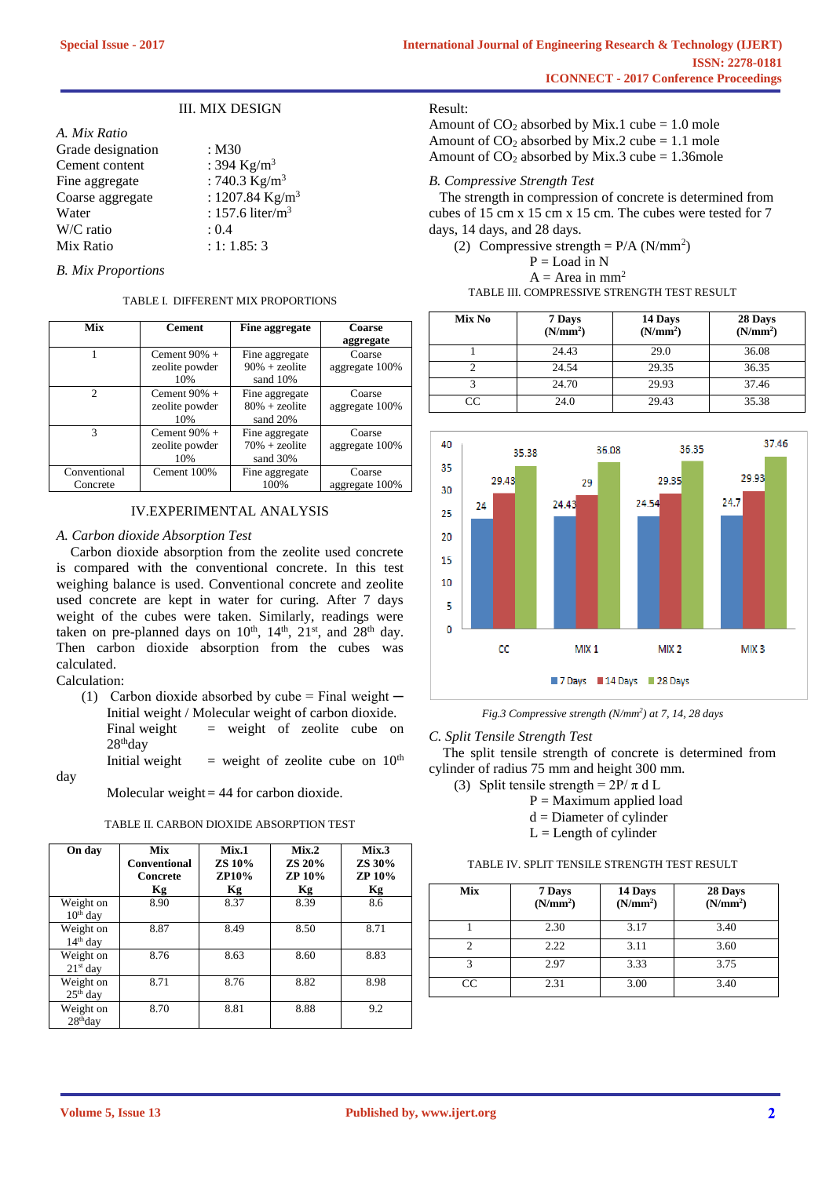## III. MIX DESIGN

### A. Mix Ratio

Grade designation : M30
Cement content : 394 Kg/m$^3$
Fine aggregate : 740.3 Kg/m$^3$
Coarse aggregate : 1207.84 Kg/m$^3$
Water : 157.6 liter/m$^3$
W/C ratio : 0.4
Mix Ratio : 1: 1.85: 3

### B. Mix Proportions

TABLE I. DIFFERENT MIX PROPORTIONS

| Mix | Cement | Fine aggregate | Coarse aggregate |
|---|---|---|---|
| 1 | Cement 90% + zeolite powder 10% | Fine aggregate 90% + zeolite sand 10% | Coarse aggregate 100% |
| 2 | Cement 90% + zeolite powder 10% | Fine aggregate 80% + zeolite sand 20% | Coarse aggregate 100% |
| 3 | Cement 90% + zeolite powder 10% | Fine aggregate 70% + zeolite sand 30% | Coarse aggregate 100% |
| Conventional Concrete | Cement 100% | Fine aggregate 100% | Coarse aggregate 100% |

## IV.EXPERIMENTAL ANALYSIS

### A. Carbon dioxide Absorption Test

Carbon dioxide absorption from the zeolite used concrete is compared with the conventional concrete. In this test weighing balance is used. Conventional concrete and zeolite used concrete are kept in water for curing. After 7 days weight of the cubes were taken. Similarly, readings were taken on pre-planned days on 10$^{th}$, 14$^{th}$, 21$^{st}$, and 28$^{th}$ day. Then carbon dioxide absorption from the cubes was calculated.

Calculation:

(1) Carbon dioxide absorbed by cube = Final weight ─ Initial weight / Molecular weight of carbon dioxide.
Final weight = weight of zeolite cube on 28$^{th}$day
Initial weight = weight of zeolite cube on 10$^{th}$ day
Molecular weight = 44 for carbon dioxide.

TABLE II. CARBON DIOXIDE ABSORPTION TEST

| On day | Mix Conventional Concrete Kg | Mix.1 ZS 10% ZP10% Kg | Mix.2 ZS 20% ZP 10% Kg | Mix.3 ZS 30% ZP 10% Kg |
|---|---|---|---|---|
| Weight on 10$^{th}$ day | 8.90 | 8.37 | 8.39 | 8.6 |
| Weight on 14$^{th}$ day | 8.87 | 8.49 | 8.50 | 8.71 |
| Weight on 21$^{st}$ day | 8.76 | 8.63 | 8.60 | 8.83 |
| Weight on 25$^{th}$ day | 8.71 | 8.76 | 8.82 | 8.98 |
| Weight on 28$^{th}$day | 8.70 | 8.81 | 8.88 | 9.2 |

Result:
Amount of $CO_2$ absorbed by Mix.1 cube = 1.0 mole
Amount of $CO_2$ absorbed by Mix.2 cube = 1.1 mole
Amount of $CO_2$ absorbed by Mix.3 cube = 1.36mole

### B. Compressive Strength Test

The strength in compression of concrete is determined from cubes of 15 cm x 15 cm x 15 cm. The cubes were tested for 7 days, 14 days, and 28 days.

(2) Compressive strength = P/A (N/mm$^2$)
P = Load in N
A = Area in mm$^2$

TABLE III. COMPRESSIVE STRENGTH TEST RESULT

| Mix No | 7 Days (N/mm$^2$) | 14 Days (N/mm$^2$) | 28 Days (N/mm$^2$) |
|---|---|---|---|
| 1 | 24.43 | 29.0 | 36.08 |
| 2 | 24.54 | 29.35 | 36.35 |
| 3 | 24.70 | 29.93 | 37.46 |
| CC | 24.0 | 29.43 | 35.38 |

*Fig.3 Compressive strength (N/mm$^2$) at 7, 14, 28 days*

### C. Split Tensile Strength Test

The split tensile strength of concrete is determined from cylinder of radius 75 mm and height 300 mm.

(3) Split tensile strength = 2P/ π d L
P = Maximum applied load
d = Diameter of cylinder
L = Length of cylinder

TABLE IV. SPLIT TENSILE STRENGTH TEST RESULT

| Mix | 7 Days (N/mm$^2$) | 14 Days (N/mm$^2$) | 28 Days (N/mm$^2$) |
|---|---|---|---|
| 1 | 2.30 | 3.17 | 3.40 |
| 2 | 2.22 | 3.11 | 3.60 |
| 3 | 2.97 | 3.33 | 3.75 |
| CC | 2.31 | 3.00 | 3.40 |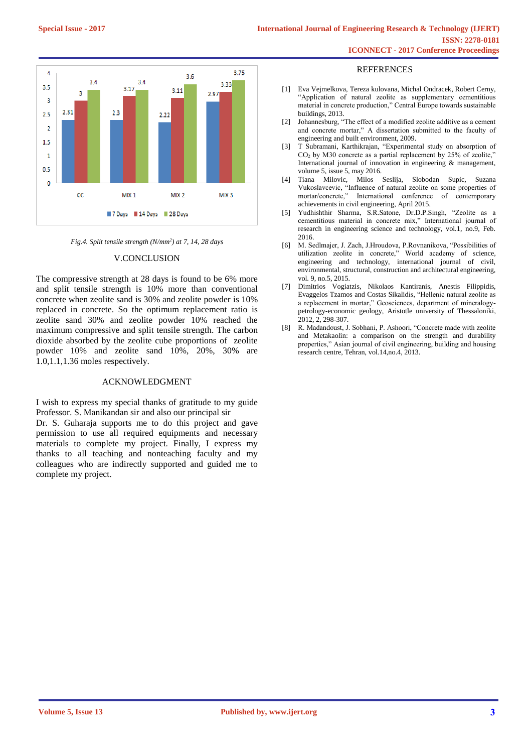4
3.5
3
2.5
2
1.5
1
0.5
0

2.31 3 3.4
2.3 3.17 3.4
2.22 3.11 3.6
2.97 3.33 3.75

CC MIX 1 MIX 2 MIX 3

7 Days 14 Days 28 Days

*Fig.4. Split tensile strength ($N/mm^2$) at 7, 14, 28 days*

## V.CONCLUSION

The compressive strength at 28 days is found to be 6% more and split tensile strength is 10% more than conventional concrete when zeolite sand is 30% and zeolite powder is 10% replaced in concrete. So the optimum replacement ratio is zeolite sand 30% and zeolite powder 10% reached the maximum compressive and split tensile strength. The carbon dioxide absorbed by the zeolite cube proportions of zeolite powder 10% and zeolite sand 10%, 20%, 30% are 1.0,1.1,1.36 moles respectively.

## ACKNOWLEDGMENT

I wish to express my special thanks of gratitude to my guide Professor. S. Manikandan sir and also our principal sir Dr. S. Guharaja supports me to do this project and gave permission to use all required equipments and necessary materials to complete my project. Finally, I express my thanks to all teaching and nonteaching faculty and my colleagues who are indirectly supported and guided me to complete my project.

## REFERENCES

[1] Eva Vejmelkova, Tereza kulovana, Michal Ondracek, Robert Cerny, “Application of natural zeolite as supplementary cementitious material in concrete production,” Central Europe towards sustainable buildings, 2013.

[2] Johannesburg, “The effect of a modified zeolite additive as a cement and concrete mortar,” A dissertation submitted to the faculty of engineering and built environment, 2009.

[3] T Subramani, Karthikrajan, “Experimental study on absorption of $CO_2$ by M30 concrete as a partial replacement by 25% of zeolite,” International journal of innovation in engineering & management, volume 5, issue 5, may 2016.

[4] Tiana Milovic, Milos Seslija, Slobodan Supic, Suzana Vukoslavcevic, “Influence of natural zeolite on some properties of mortar/concrete,” International conference of contemporary achievements in civil engineering, April 2015.

[5] Yudhishthir Sharma, S.R.Satone, Dr.D.P.Singh, “Zeolite as a cementitious material in concrete mix,” International journal of research in engineering science and technology, vol.1, no.9, Feb. 2016.

[6] M. Sedlmajer, J. Zach, J.Hroudova, P.Rovnanikova, “Possibilities of utilization zeolite in concrete,” World academy of science, engineering and technology, international journal of civil, environmental, structural, construction and architectural engineering, vol. 9, no.5, 2015.

[7] Dimitrios Vogiatzis, Nikolaos Kantiranis, Anestis Filippidis, Evaggelos Tzamos and Costas Sikalidis, “Hellenic natural zeolite as a replacement in mortar,” Geosciences, department of mineralogy-petrology-economic geology, Aristotle university of Thessaloniki, 2012, 2, 298-307.

[8] R. Madandoust, J. Sobhani, P. Ashoori, “Concrete made with zeolite and Metakaolin: a comparison on the strength and durability properties,” Asian journal of civil engineering, building and housing research centre, Tehran, vol.14,no.4, 2013.